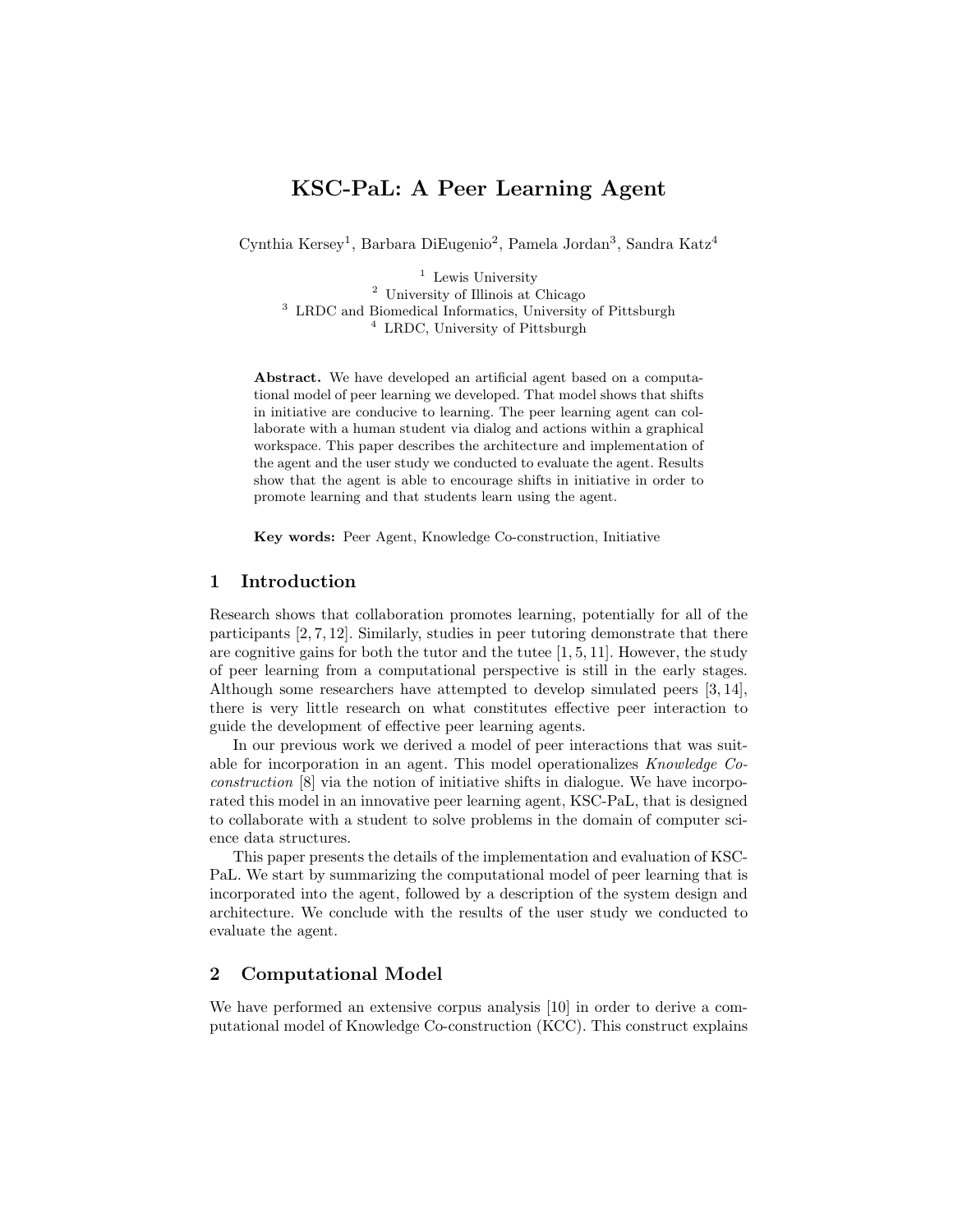# KSC-PaL: A Peer Learning Agent

Cynthia Kersey[1], Barbara DiEugenio[2], Pamela Jordan[3], Sandra Katz[4]

[1] Lewis University
[2] University of Illinois at Chicago
[3] LRDC and Biomedical Informatics, University of Pittsburgh
[4] LRDC, University of Pittsburgh

**Abstract.** We have developed an artificial agent based on a computational model of peer learning we developed. That model shows that shifts in initiative are conducive to learning. The peer learning agent can collaborate with a human student via dialog and actions within a graphical workspace. This paper describes the architecture and implementation of the agent and the user study we conducted to evaluate the agent. Results show that the agent is able to encourage shifts in initiative in order to promote learning and that students learn using the agent.

**Key words:** Peer Agent, Knowledge Co-construction, Initiative

## 1 Introduction

Research shows that collaboration promotes learning, potentially for all of the participants [2, 7, 12]. Similarly, studies in peer tutoring demonstrate that there are cognitive gains for both the tutor and the tutee [1, 5, 11]. However, the study of peer learning from a computational perspective is still in the early stages. Although some researchers have attempted to develop simulated peers [3, 14], there is very little research on what constitutes effective peer interaction to guide the development of effective peer learning agents.

In our previous work we derived a model of peer interactions that was suitable for incorporation in an agent. This model operationalizes *Knowledge Co-construction* [8] via the notion of initiative shifts in dialogue. We have incorporated this model in an innovative peer learning agent, KSC-PaL, that is designed to collaborate with a student to solve problems in the domain of computer science data structures.

This paper presents the details of the implementation and evaluation of KSC-PaL. We start by summarizing the computational model of peer learning that is incorporated into the agent, followed by a description of the system design and architecture. We conclude with the results of the user study we conducted to evaluate the agent.

## 2 Computational Model

We have performed an extensive corpus analysis [10] in order to derive a computational model of Knowledge Co-construction (KCC). This construct explains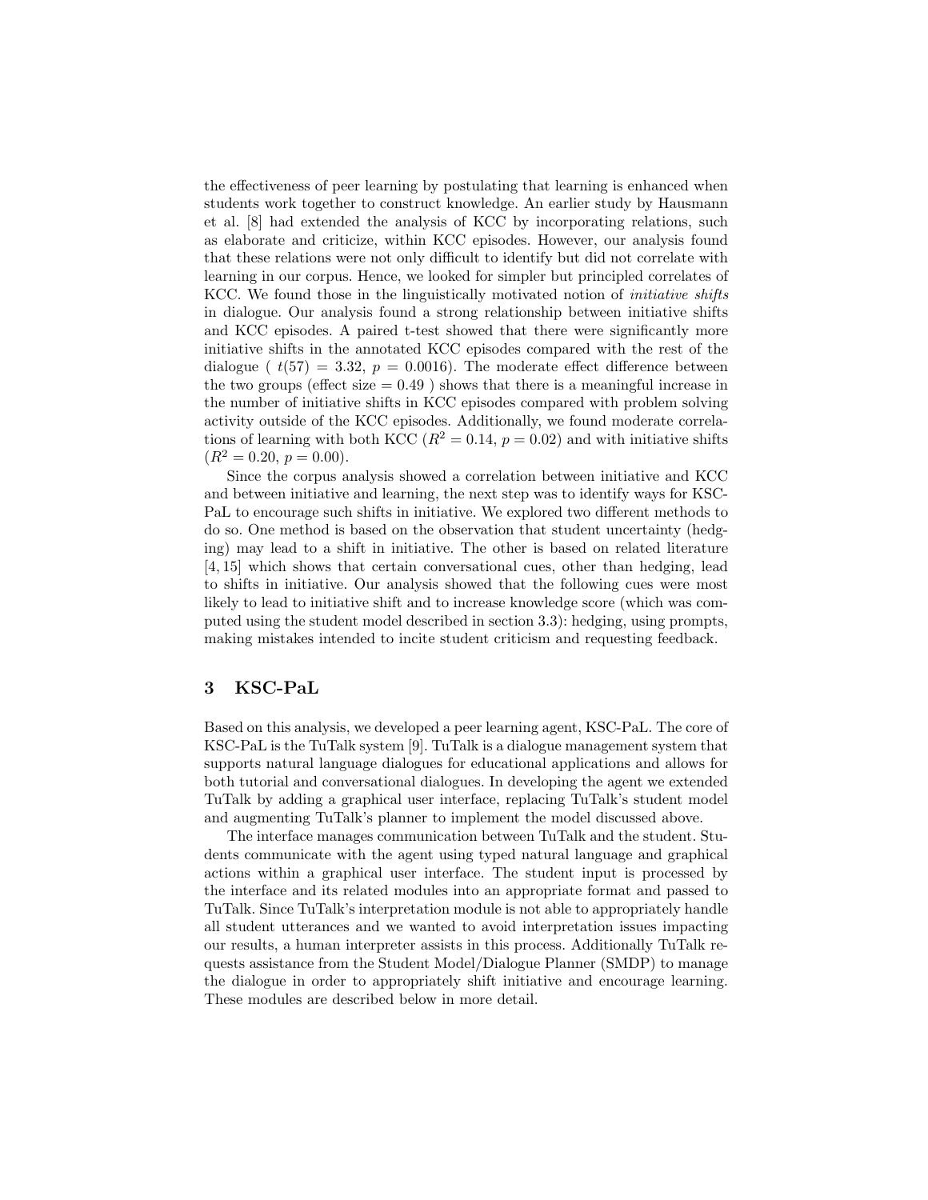the effectiveness of peer learning by postulating that learning is enhanced when students work together to construct knowledge. An earlier study by Hausmann et al. [8] had extended the analysis of KCC by incorporating relations, such as elaborate and criticize, within KCC episodes. However, our analysis found that these relations were not only difficult to identify but did not correlate with learning in our corpus. Hence, we looked for simpler but principled correlates of KCC. We found those in the linguistically motivated notion of *initiative shifts* in dialogue. Our analysis found a strong relationship between initiative shifts and KCC episodes. A paired t-test showed that there were significantly more initiative shifts in the annotated KCC episodes compared with the rest of the dialogue ( $t(57) = 3.32$, $p = 0.0016$). The moderate effect difference between the two groups (effect size = 0.49 ) shows that there is a meaningful increase in the number of initiative shifts in KCC episodes compared with problem solving activity outside of the KCC episodes. Additionally, we found moderate correlations of learning with both KCC ($R^2 = 0.14$, $p = 0.02$) and with initiative shifts ($R^2 = 0.20$, $p = 0.00$).

Since the corpus analysis showed a correlation between initiative and KCC and between initiative and learning, the next step was to identify ways for KSC-PaL to encourage such shifts in initiative. We explored two different methods to do so. One method is based on the observation that student uncertainty (hedging) may lead to a shift in initiative. The other is based on related literature [4, 15] which shows that certain conversational cues, other than hedging, lead to shifts in initiative. Our analysis showed that the following cues were most likely to lead to initiative shift and to increase knowledge score (which was computed using the student model described in section 3.3): hedging, using prompts, making mistakes intended to incite student criticism and requesting feedback.

## 3 KSC-PaL

Based on this analysis, we developed a peer learning agent, KSC-PaL. The core of KSC-PaL is the TuTalk system [9]. TuTalk is a dialogue management system that supports natural language dialogues for educational applications and allows for both tutorial and conversational dialogues. In developing the agent we extended TuTalk by adding a graphical user interface, replacing TuTalk's student model and augmenting TuTalk's planner to implement the model discussed above.

The interface manages communication between TuTalk and the student. Students communicate with the agent using typed natural language and graphical actions within a graphical user interface. The student input is processed by the interface and its related modules into an appropriate format and passed to TuTalk. Since TuTalk's interpretation module is not able to appropriately handle all student utterances and we wanted to avoid interpretation issues impacting our results, a human interpreter assists in this process. Additionally TuTalk requests assistance from the Student Model/Dialogue Planner (SMDP) to manage the dialogue in order to appropriately shift initiative and encourage learning. These modules are described below in more detail.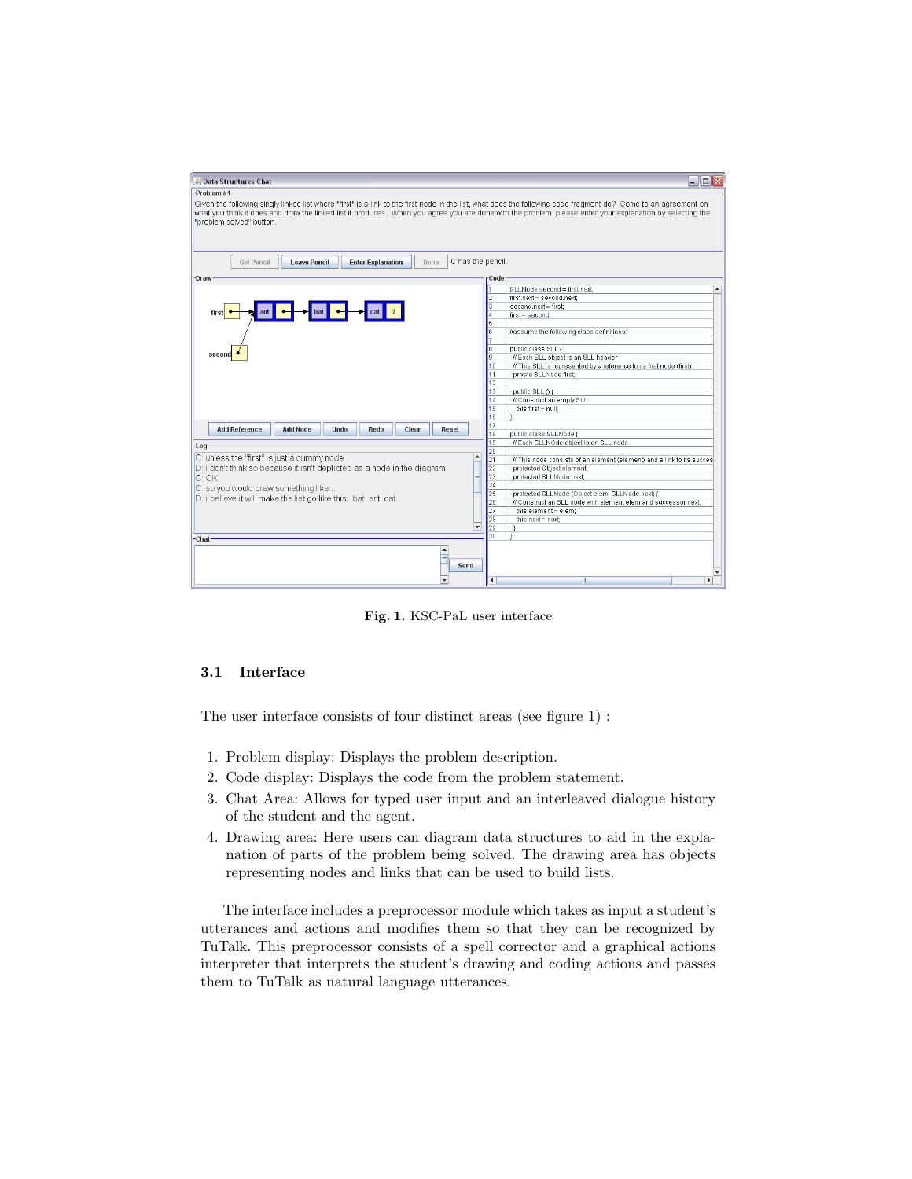Fig. 1. KSC-PaL user interface

### 3.1 Interface

The user interface consists of four distinct areas (see figure 1) :

1. Problem display: Displays the problem description.
2. Code display: Displays the code from the problem statement.
3. Chat Area: Allows for typed user input and an interleaved dialogue history of the student and the agent.
4. Drawing area: Here users can diagram data structures to aid in the explanation of parts of the problem being solved. The drawing area has objects representing nodes and links that can be used to build lists.

The interface includes a preprocessor module which takes as input a student's utterances and actions and modifies them so that they can be recognized by TuTalk. This preprocessor consists of a spell corrector and a graphical actions interpreter that interprets the student's drawing and coding actions and passes them to TuTalk as natural language utterances.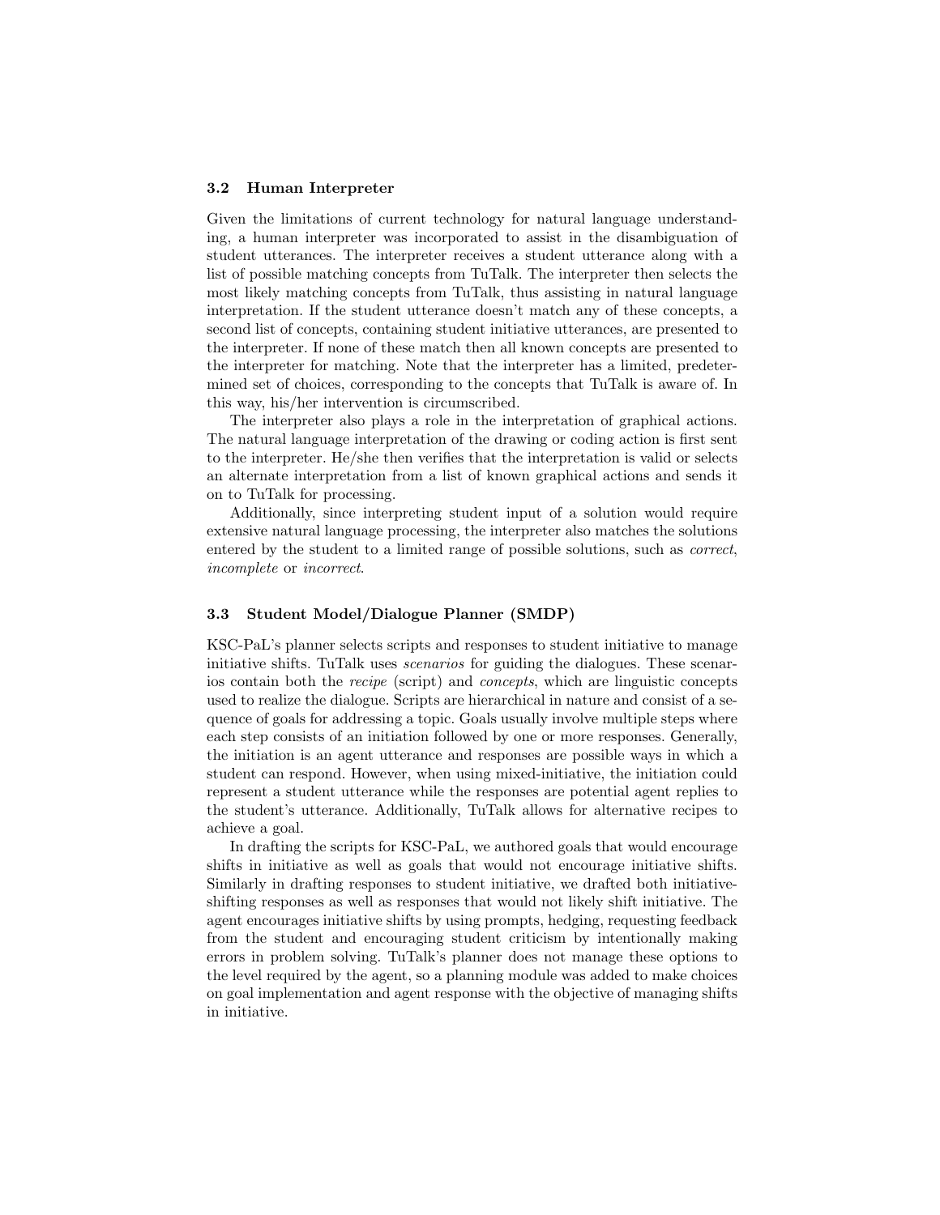### 3.2 Human Interpreter

Given the limitations of current technology for natural language understanding, a human interpreter was incorporated to assist in the disambiguation of student utterances. The interpreter receives a student utterance along with a list of possible matching concepts from TuTalk. The interpreter then selects the most likely matching concepts from TuTalk, thus assisting in natural language interpretation. If the student utterance doesn't match any of these concepts, a second list of concepts, containing student initiative utterances, are presented to the interpreter. If none of these match then all known concepts are presented to the interpreter for matching. Note that the interpreter has a limited, predetermined set of choices, corresponding to the concepts that TuTalk is aware of. In this way, his/her intervention is circumscribed.

The interpreter also plays a role in the interpretation of graphical actions. The natural language interpretation of the drawing or coding action is first sent to the interpreter. He/she then verifies that the interpretation is valid or selects an alternate interpretation from a list of known graphical actions and sends it on to TuTalk for processing.

Additionally, since interpreting student input of a solution would require extensive natural language processing, the interpreter also matches the solutions entered by the student to a limited range of possible solutions, such as *correct*, *incomplete* or *incorrect*.

### 3.3 Student Model/Dialogue Planner (SMDP)

KSC-PaL's planner selects scripts and responses to student initiative to manage initiative shifts. TuTalk uses *scenarios* for guiding the dialogues. These scenarios contain both the *recipe* (script) and *concepts*, which are linguistic concepts used to realize the dialogue. Scripts are hierarchical in nature and consist of a sequence of goals for addressing a topic. Goals usually involve multiple steps where each step consists of an initiation followed by one or more responses. Generally, the initiation is an agent utterance and responses are possible ways in which a student can respond. However, when using mixed-initiative, the initiation could represent a student utterance while the responses are potential agent replies to the student's utterance. Additionally, TuTalk allows for alternative recipes to achieve a goal.

In drafting the scripts for KSC-PaL, we authored goals that would encourage shifts in initiative as well as goals that would not encourage initiative shifts. Similarly in drafting responses to student initiative, we drafted both initiative-shifting responses as well as responses that would not likely shift initiative. The agent encourages initiative shifts by using prompts, hedging, requesting feedback from the student and encouraging student criticism by intentionally making errors in problem solving. TuTalk's planner does not manage these options to the level required by the agent, so a planning module was added to make choices on goal implementation and agent response with the objective of managing shifts in initiative.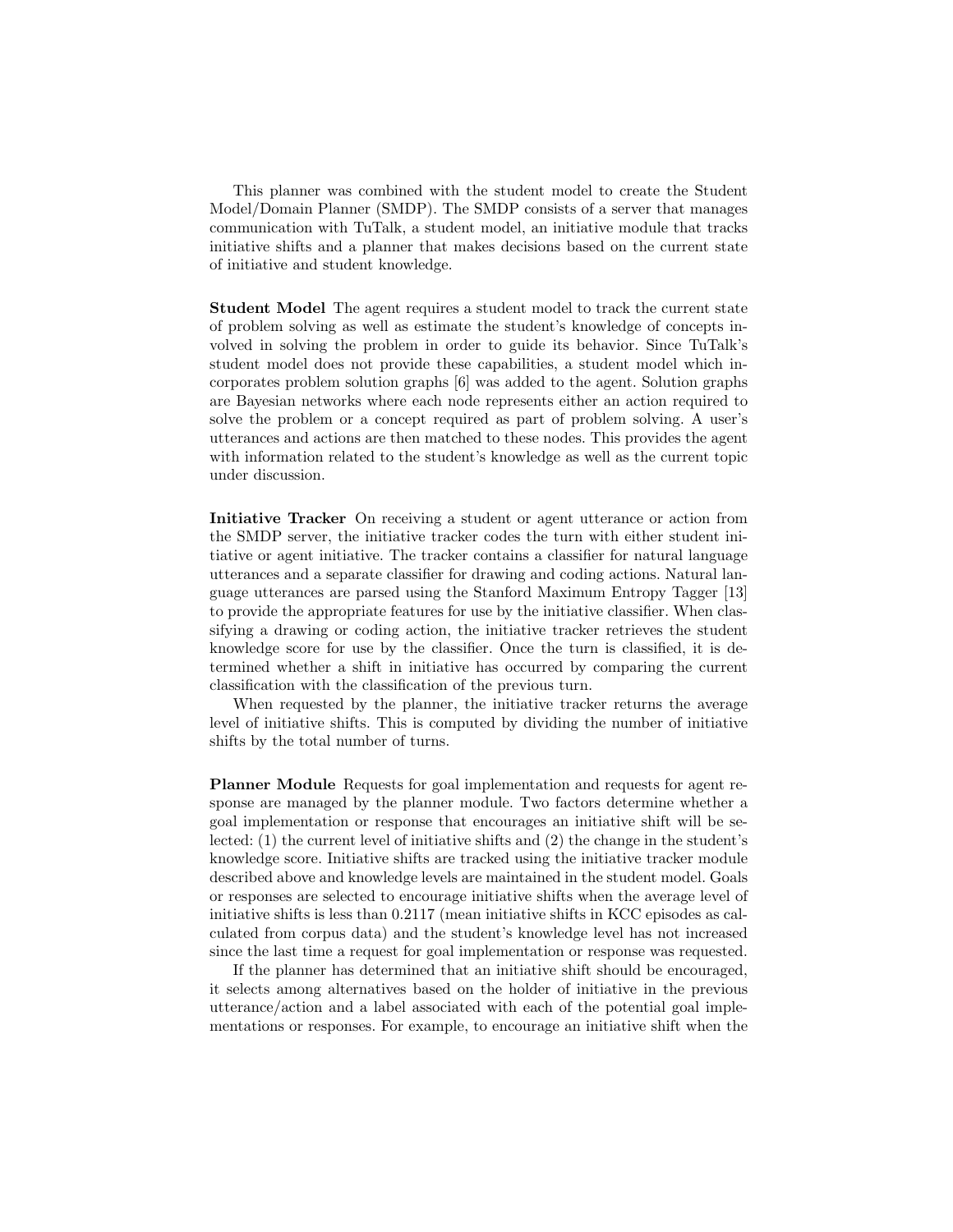This planner was combined with the student model to create the Student Model/Domain Planner (SMDP). The SMDP consists of a server that manages communication with TuTalk, a student model, an initiative module that tracks initiative shifts and a planner that makes decisions based on the current state of initiative and student knowledge.

**Student Model** The agent requires a student model to track the current state of problem solving as well as estimate the student's knowledge of concepts involved in solving the problem in order to guide its behavior. Since TuTalk's student model does not provide these capabilities, a student model which incorporates problem solution graphs [6] was added to the agent. Solution graphs are Bayesian networks where each node represents either an action required to solve the problem or a concept required as part of problem solving. A user's utterances and actions are then matched to these nodes. This provides the agent with information related to the student's knowledge as well as the current topic under discussion.

**Initiative Tracker** On receiving a student or agent utterance or action from the SMDP server, the initiative tracker codes the turn with either student initiative or agent initiative. The tracker contains a classifier for natural language utterances and a separate classifier for drawing and coding actions. Natural language utterances are parsed using the Stanford Maximum Entropy Tagger [13] to provide the appropriate features for use by the initiative classifier. When classifying a drawing or coding action, the initiative tracker retrieves the student knowledge score for use by the classifier. Once the turn is classified, it is determined whether a shift in initiative has occurred by comparing the current classification with the classification of the previous turn.

When requested by the planner, the initiative tracker returns the average level of initiative shifts. This is computed by dividing the number of initiative shifts by the total number of turns.

**Planner Module** Requests for goal implementation and requests for agent response are managed by the planner module. Two factors determine whether a goal implementation or response that encourages an initiative shift will be selected: (1) the current level of initiative shifts and (2) the change in the student's knowledge score. Initiative shifts are tracked using the initiative tracker module described above and knowledge levels are maintained in the student model. Goals or responses are selected to encourage initiative shifts when the average level of initiative shifts is less than 0.2117 (mean initiative shifts in KCC episodes as calculated from corpus data) and the student's knowledge level has not increased since the last time a request for goal implementation or response was requested.

If the planner has determined that an initiative shift should be encouraged, it selects among alternatives based on the holder of initiative in the previous utterance/action and a label associated with each of the potential goal implementations or responses. For example, to encourage an initiative shift when the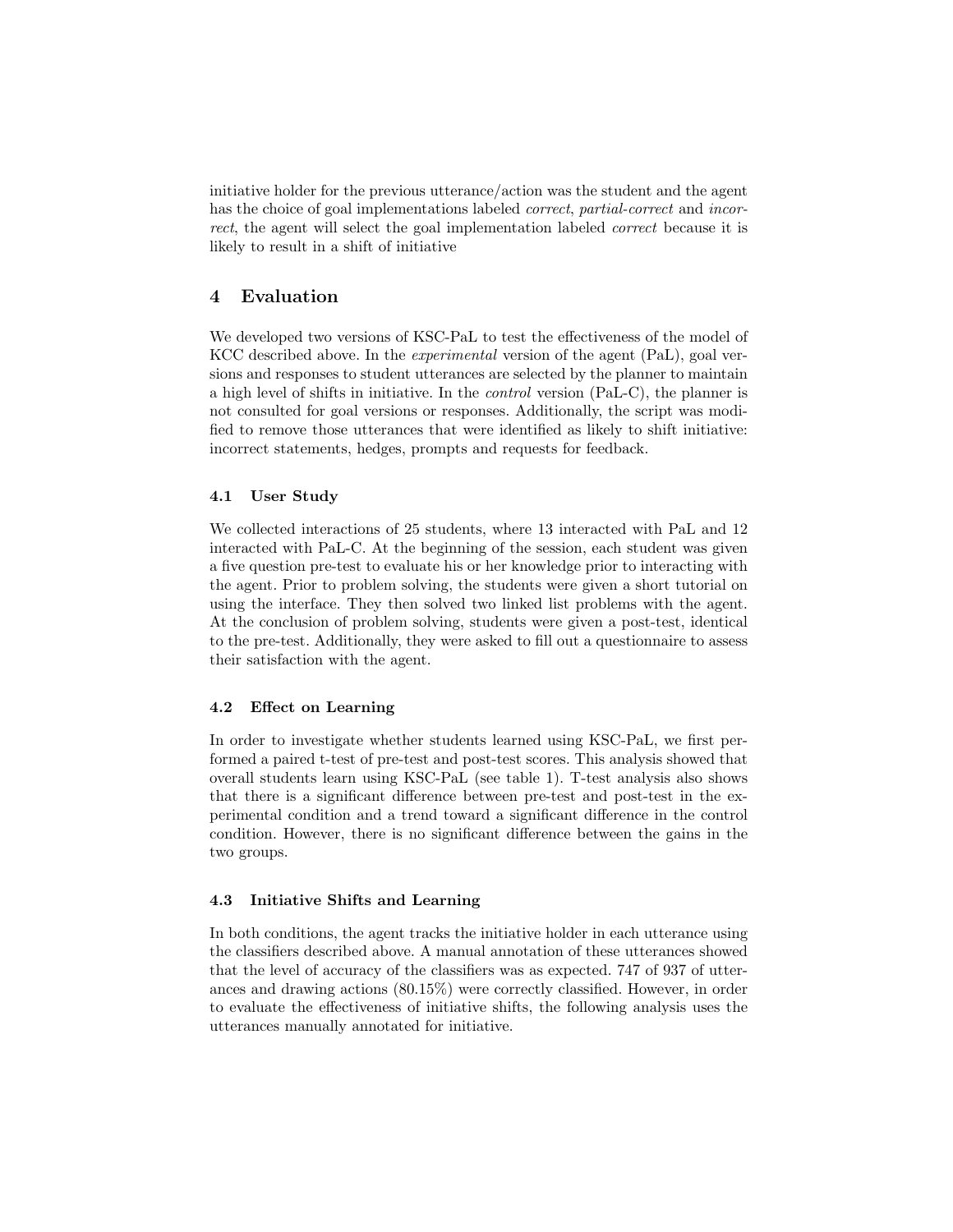initiative holder for the previous utterance/action was the student and the agent has the choice of goal implementations labeled *correct*, *partial-correct* and *incorrect*, the agent will select the goal implementation labeled *correct* because it is likely to result in a shift of initiative

## 4 Evaluation

We developed two versions of KSC-PaL to test the effectiveness of the model of KCC described above. In the *experimental* version of the agent (PaL), goal versions and responses to student utterances are selected by the planner to maintain a high level of shifts in initiative. In the *control* version (PaL-C), the planner is not consulted for goal versions or responses. Additionally, the script was modified to remove those utterances that were identified as likely to shift initiative: incorrect statements, hedges, prompts and requests for feedback.

### 4.1 User Study

We collected interactions of 25 students, where 13 interacted with PaL and 12 interacted with PaL-C. At the beginning of the session, each student was given a five question pre-test to evaluate his or her knowledge prior to interacting with the agent. Prior to problem solving, the students were given a short tutorial on using the interface. They then solved two linked list problems with the agent. At the conclusion of problem solving, students were given a post-test, identical to the pre-test. Additionally, they were asked to fill out a questionnaire to assess their satisfaction with the agent.

### 4.2 Effect on Learning

In order to investigate whether students learned using KSC-PaL, we first performed a paired t-test of pre-test and post-test scores. This analysis showed that overall students learn using KSC-PaL (see table 1). T-test analysis also shows that there is a significant difference between pre-test and post-test in the experimental condition and a trend toward a significant difference in the control condition. However, there is no significant difference between the gains in the two groups.

### 4.3 Initiative Shifts and Learning

In both conditions, the agent tracks the initiative holder in each utterance using the classifiers described above. A manual annotation of these utterances showed that the level of accuracy of the classifiers was as expected. 747 of 937 of utterances and drawing actions (80.15%) were correctly classified. However, in order to evaluate the effectiveness of initiative shifts, the following analysis uses the utterances manually annotated for initiative.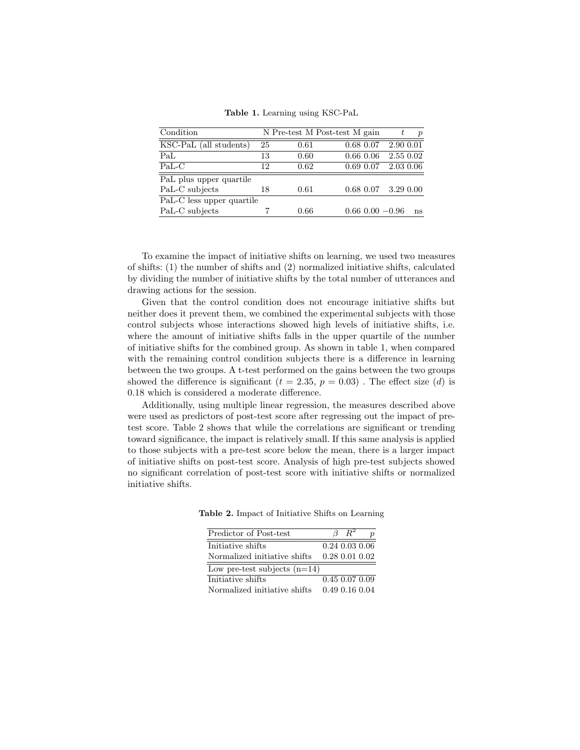**Table 1.** Learning using KSC-PaL

| Condition | N | Pre-test M | Post-test M | gain | $t$ | $p$ |
|---|---|---|---|---|---|---|
| KSC-PaL (all students) | 25 | 0.61 | 0.68 | 0.07 | 2.90 | 0.01 |
| PaL | 13 | 0.60 | 0.66 | 0.06 | 2.55 | 0.02 |
| PaL-C | 12 | 0.62 | 0.69 | 0.07 | 2.03 | 0.06 |
| PaL plus upper quartile PaL-C subjects | 18 | 0.61 | 0.68 | 0.07 | 3.29 | 0.00 |
| PaL-C less upper quartile PaL-C subjects | 7 | 0.66 | 0.66 | 0.00 | −0.96 | ns |

To examine the impact of initiative shifts on learning, we used two measures of shifts: (1) the number of shifts and (2) normalized initiative shifts, calculated by dividing the number of initiative shifts by the total number of utterances and drawing actions for the session.

Given that the control condition does not encourage initiative shifts but neither does it prevent them, we combined the experimental subjects with those control subjects whose interactions showed high levels of initiative shifts, i.e. where the amount of initiative shifts falls in the upper quartile of the number of initiative shifts for the combined group. As shown in table 1, when compared with the remaining control condition subjects there is a difference in learning between the two groups. A t-test performed on the gains between the two groups showed the difference is significant ($t = 2.35$, $p = 0.03$) . The effect size ($d$) is 0.18 which is considered a moderate difference.

Additionally, using multiple linear regression, the measures described above were used as predictors of post-test score after regressing out the impact of pre-test score. Table 2 shows that while the correlations are significant or trending toward significance, the impact is relatively small. If this same analysis is applied to those subjects with a pre-test score below the mean, there is a larger impact of initiative shifts on post-test score. Analysis of high pre-test subjects showed no significant correlation of post-test score with initiative shifts or normalized initiative shifts.

**Table 2.** Impact of Initiative Shifts on Learning

| Predictor of Post-test | $\beta$ | $R^2$ | $p$ |
|---|---|---|---|
| Initiative shifts | 0.24 | 0.03 | 0.06 |
| Normalized initiative shifts | 0.28 | 0.01 | 0.02 |
| Low pre-test subjects (n=14) | | | |
| Initiative shifts | 0.45 | 0.07 | 0.09 |
| Normalized initiative shifts | 0.49 | 0.16 | 0.04 |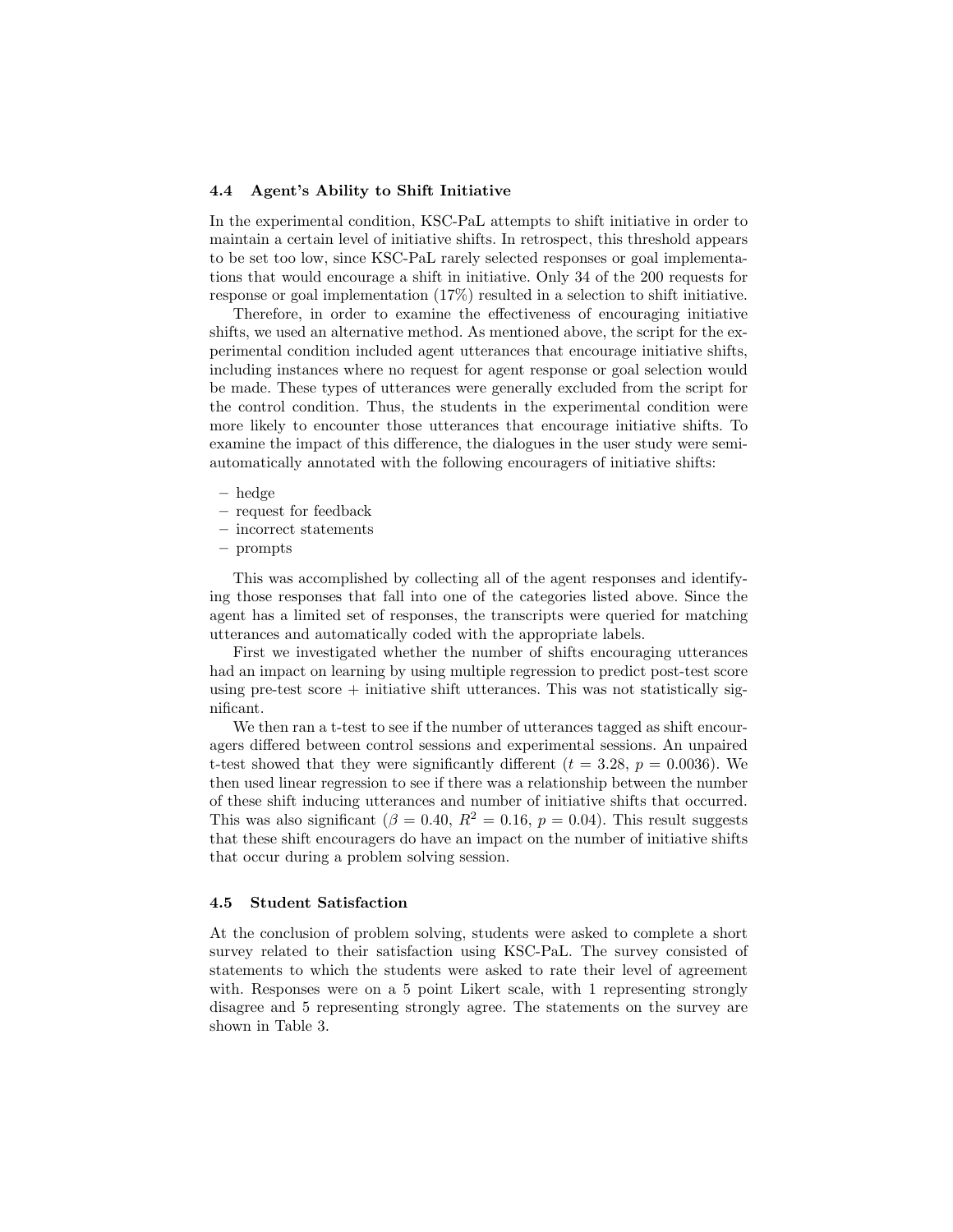### 4.4 Agent's Ability to Shift Initiative

In the experimental condition, KSC-PaL attempts to shift initiative in order to maintain a certain level of initiative shifts. In retrospect, this threshold appears to be set too low, since KSC-PaL rarely selected responses or goal implementations that would encourage a shift in initiative. Only 34 of the 200 requests for response or goal implementation (17%) resulted in a selection to shift initiative.

Therefore, in order to examine the effectiveness of encouraging initiative shifts, we used an alternative method. As mentioned above, the script for the experimental condition included agent utterances that encourage initiative shifts, including instances where no request for agent response or goal selection would be made. These types of utterances were generally excluded from the script for the control condition. Thus, the students in the experimental condition were more likely to encounter those utterances that encourage initiative shifts. To examine the impact of this difference, the dialogues in the user study were semi-automatically annotated with the following encouragers of initiative shifts:

- hedge
- request for feedback
- incorrect statements
- prompts

This was accomplished by collecting all of the agent responses and identifying those responses that fall into one of the categories listed above. Since the agent has a limited set of responses, the transcripts were queried for matching utterances and automatically coded with the appropriate labels.

First we investigated whether the number of shifts encouraging utterances had an impact on learning by using multiple regression to predict post-test score using pre-test score + initiative shift utterances. This was not statistically significant.

We then ran a t-test to see if the number of utterances tagged as shift encouragers differed between control sessions and experimental sessions. An unpaired t-test showed that they were significantly different ($t = 3.28$, $p = 0.0036$). We then used linear regression to see if there was a relationship between the number of these shift inducing utterances and number of initiative shifts that occurred. This was also significant ($\beta = 0.40$, $R^2 = 0.16$, $p = 0.04$). This result suggests that these shift encouragers do have an impact on the number of initiative shifts that occur during a problem solving session.

### 4.5 Student Satisfaction

At the conclusion of problem solving, students were asked to complete a short survey related to their satisfaction using KSC-PaL. The survey consisted of statements to which the students were asked to rate their level of agreement with. Responses were on a 5 point Likert scale, with 1 representing strongly disagree and 5 representing strongly agree. The statements on the survey are shown in Table 3.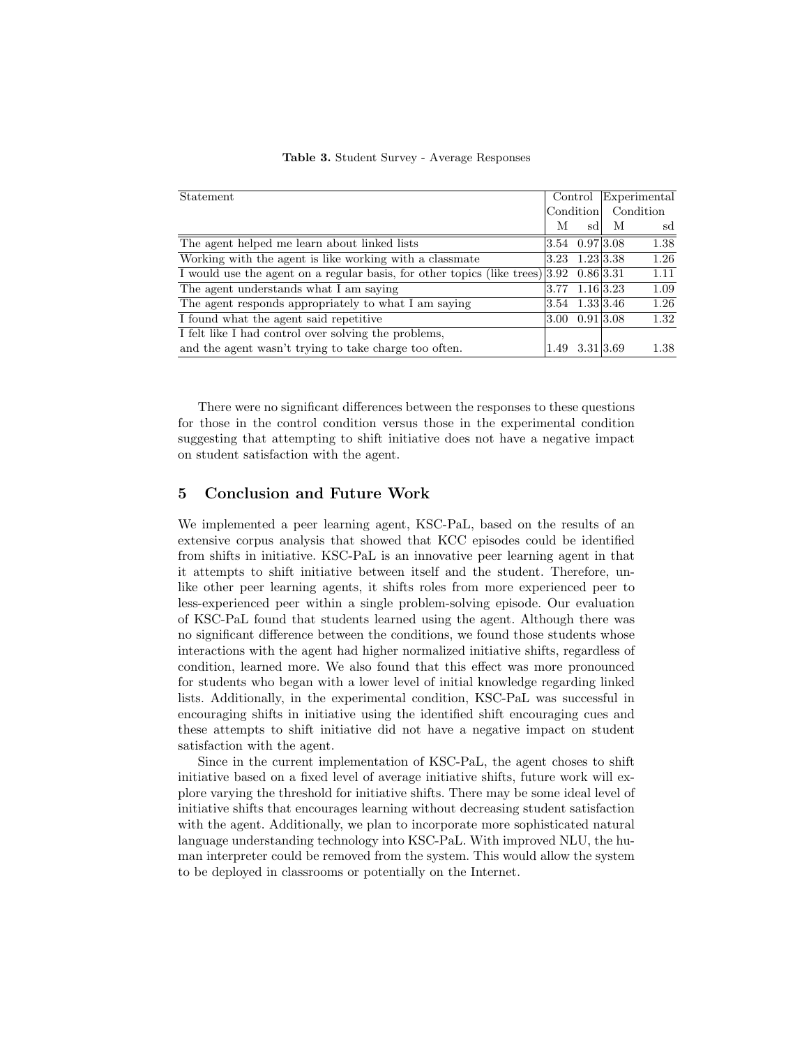**Table 3.** Student Survey - Average Responses

| Statement | Control Condition | | Experimental Condition | |
|---|---|---|---|---|
| | M | sd | M | sd |
| The agent helped me learn about linked lists | 3.54 | 0.97 | 3.08 | 1.38 |
| Working with the agent is like working with a classmate | 3.23 | 1.23 | 3.38 | 1.26 |
| I would use the agent on a regular basis, for other topics (like trees) | 3.92 | 0.86 | 3.31 | 1.11 |
| The agent understands what I am saying | 3.77 | 1.16 | 3.23 | 1.09 |
| The agent responds appropriately to what I am saying | 3.54 | 1.33 | 3.46 | 1.26 |
| I found what the agent said repetitive | 3.00 | 0.91 | 3.08 | 1.32 |
| I felt like I had control over solving the problems, and the agent wasn't trying to take charge too often. | 1.49 | 3.31 | 3.69 | 1.38 |

There were no significant differences between the responses to these questions for those in the control condition versus those in the experimental condition suggesting that attempting to shift initiative does not have a negative impact on student satisfaction with the agent.

## 5 Conclusion and Future Work

We implemented a peer learning agent, KSC-PaL, based on the results of an extensive corpus analysis that showed that KCC episodes could be identified from shifts in initiative. KSC-PaL is an innovative peer learning agent in that it attempts to shift initiative between itself and the student. Therefore, unlike other peer learning agents, it shifts roles from more experienced peer to less-experienced peer within a single problem-solving episode. Our evaluation of KSC-PaL found that students learned using the agent. Although there was no significant difference between the conditions, we found those students whose interactions with the agent had higher normalized initiative shifts, regardless of condition, learned more. We also found that this effect was more pronounced for students who began with a lower level of initial knowledge regarding linked lists. Additionally, in the experimental condition, KSC-PaL was successful in encouraging shifts in initiative using the identified shift encouraging cues and these attempts to shift initiative did not have a negative impact on student satisfaction with the agent.

Since in the current implementation of KSC-PaL, the agent choses to shift initiative based on a fixed level of average initiative shifts, future work will explore varying the threshold for initiative shifts. There may be some ideal level of initiative shifts that encourages learning without decreasing student satisfaction with the agent. Additionally, we plan to incorporate more sophisticated natural language understanding technology into KSC-PaL. With improved NLU, the human interpreter could be removed from the system. This would allow the system to be deployed in classrooms or potentially on the Internet.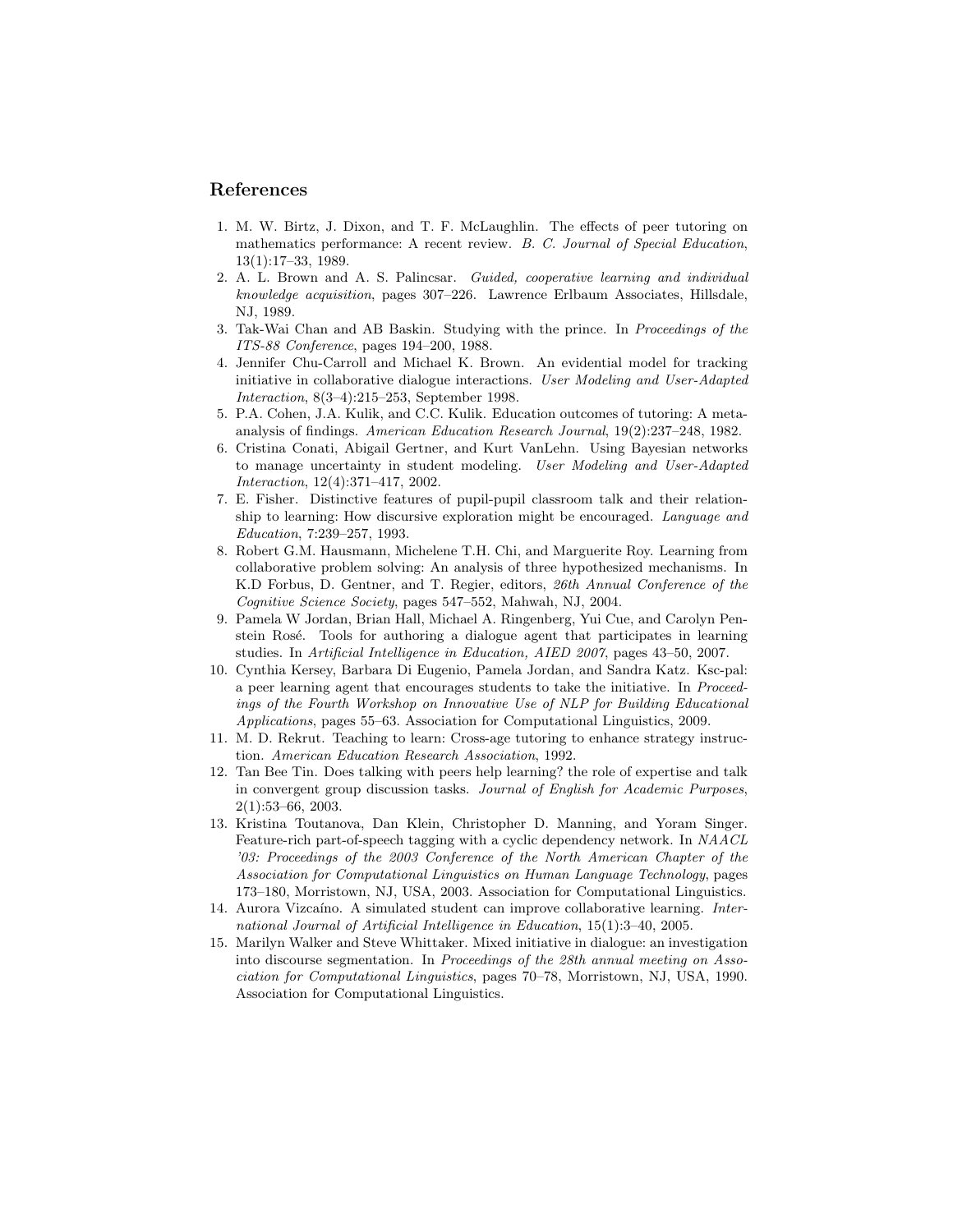## References

1. M. W. Birtz, J. Dixon, and T. F. McLaughlin. The effects of peer tutoring on mathematics performance: A recent review. *B. C. Journal of Special Education*, 13(1):17–33, 1989.
2. A. L. Brown and A. S. Palincsar. *Guided, cooperative learning and individual knowledge acquisition*, pages 307–226. Lawrence Erlbaum Associates, Hillsdale, NJ, 1989.
3. Tak-Wai Chan and AB Baskin. Studying with the prince. In *Proceedings of the ITS-88 Conference*, pages 194–200, 1988.
4. Jennifer Chu-Carroll and Michael K. Brown. An evidential model for tracking initiative in collaborative dialogue interactions. *User Modeling and User-Adapted Interaction*, 8(3–4):215–253, September 1998.
5. P.A. Cohen, J.A. Kulik, and C.C. Kulik. Education outcomes of tutoring: A meta-analysis of findings. *American Education Research Journal*, 19(2):237–248, 1982.
6. Cristina Conati, Abigail Gertner, and Kurt VanLehn. Using Bayesian networks to manage uncertainty in student modeling. *User Modeling and User-Adapted Interaction*, 12(4):371–417, 2002.
7. E. Fisher. Distinctive features of pupil-pupil classroom talk and their relationship to learning: How discursive exploration might be encouraged. *Language and Education*, 7:239–257, 1993.
8. Robert G.M. Hausmann, Michelene T.H. Chi, and Marguerite Roy. Learning from collaborative problem solving: An analysis of three hypothesized mechanisms. In K.D Forbus, D. Gentner, and T. Regier, editors, *26th Annual Conference of the Cognitive Science Society*, pages 547–552, Mahwah, NJ, 2004.
9. Pamela W Jordan, Brian Hall, Michael A. Ringenberg, Yui Cue, and Carolyn Penstein Rosé. Tools for authoring a dialogue agent that participates in learning studies. In *Artificial Intelligence in Education, AIED 2007*, pages 43–50, 2007.
10. Cynthia Kersey, Barbara Di Eugenio, Pamela Jordan, and Sandra Katz. Ksc-pal: a peer learning agent that encourages students to take the initiative. In *Proceedings of the Fourth Workshop on Innovative Use of NLP for Building Educational Applications*, pages 55–63. Association for Computational Linguistics, 2009.
11. M. D. Rekrut. Teaching to learn: Cross-age tutoring to enhance strategy instruction. *American Education Research Association*, 1992.
12. Tan Bee Tin. Does talking with peers help learning? the role of expertise and talk in convergent group discussion tasks. *Journal of English for Academic Purposes*, 2(1):53–66, 2003.
13. Kristina Toutanova, Dan Klein, Christopher D. Manning, and Yoram Singer. Feature-rich part-of-speech tagging with a cyclic dependency network. In *NAACL '03: Proceedings of the 2003 Conference of the North American Chapter of the Association for Computational Linguistics on Human Language Technology*, pages 173–180, Morristown, NJ, USA, 2003. Association for Computational Linguistics.
14. Aurora Vizcaíno. A simulated student can improve collaborative learning. *International Journal of Artificial Intelligence in Education*, 15(1):3–40, 2005.
15. Marilyn Walker and Steve Whittaker. Mixed initiative in dialogue: an investigation into discourse segmentation. In *Proceedings of the 28th annual meeting on Association for Computational Linguistics*, pages 70–78, Morristown, NJ, USA, 1990. Association for Computational Linguistics.